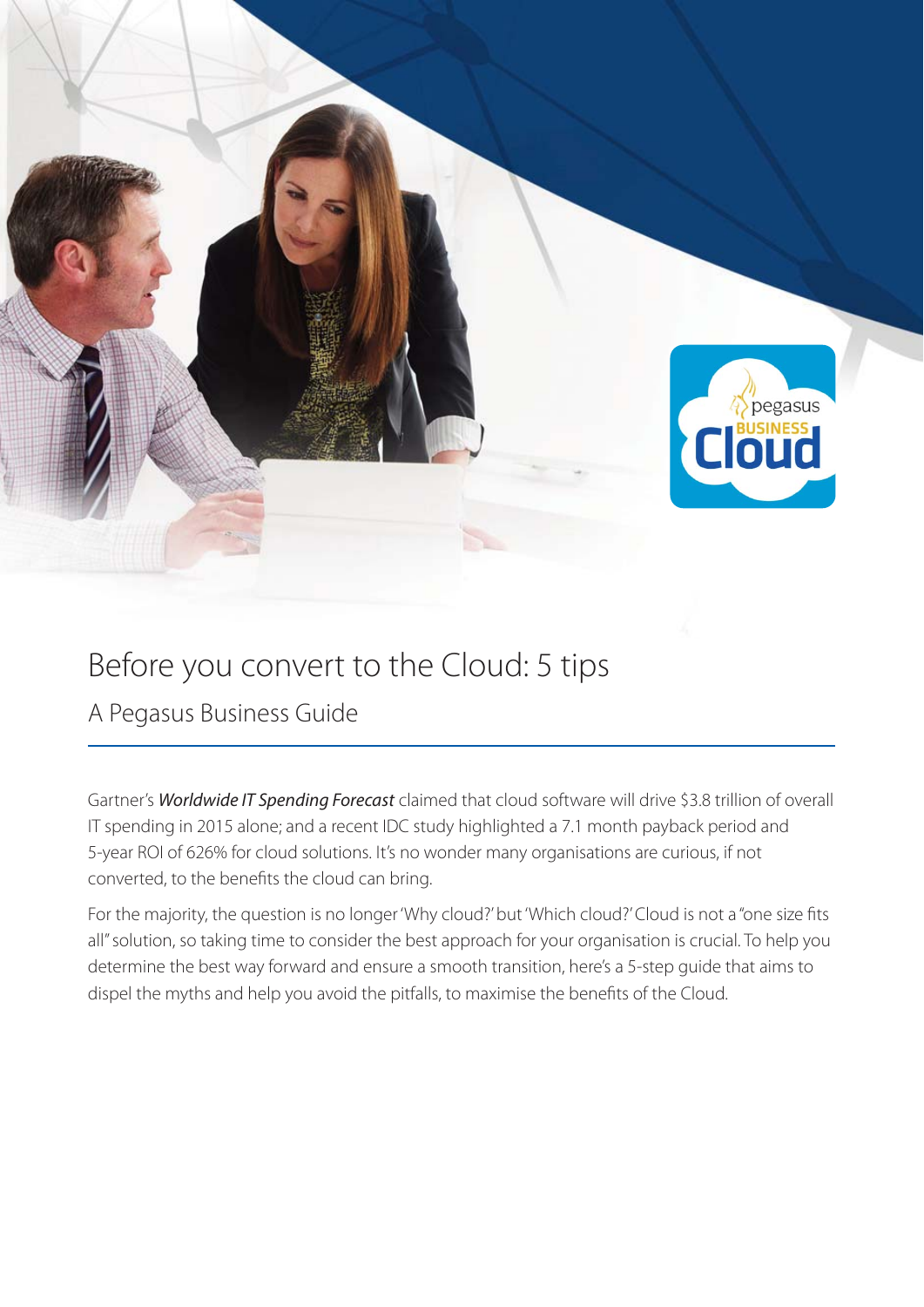# Before you convert to the Cloud: 5 tips

## A Pegasus Business Guide

Gartner's ***Worldwide IT Spending Forecast*** claimed that cloud software will drive $3.8 trillion of overall IT spending in 2015 alone; and a recent IDC study highlighted a 7.1 month payback period and 5-year ROI of 626% for cloud solutions. It's no wonder many organisations are curious, if not converted, to the benefits the cloud can bring.

For the majority, the question is no longer 'Why cloud?' but 'Which cloud?' Cloud is not a "one size fits all" solution, so taking time to consider the best approach for your organisation is crucial. To help you determine the best way forward and ensure a smooth transition, here's a 5-step guide that aims to dispel the myths and help you avoid the pitfalls, to maximise the benefits of the Cloud.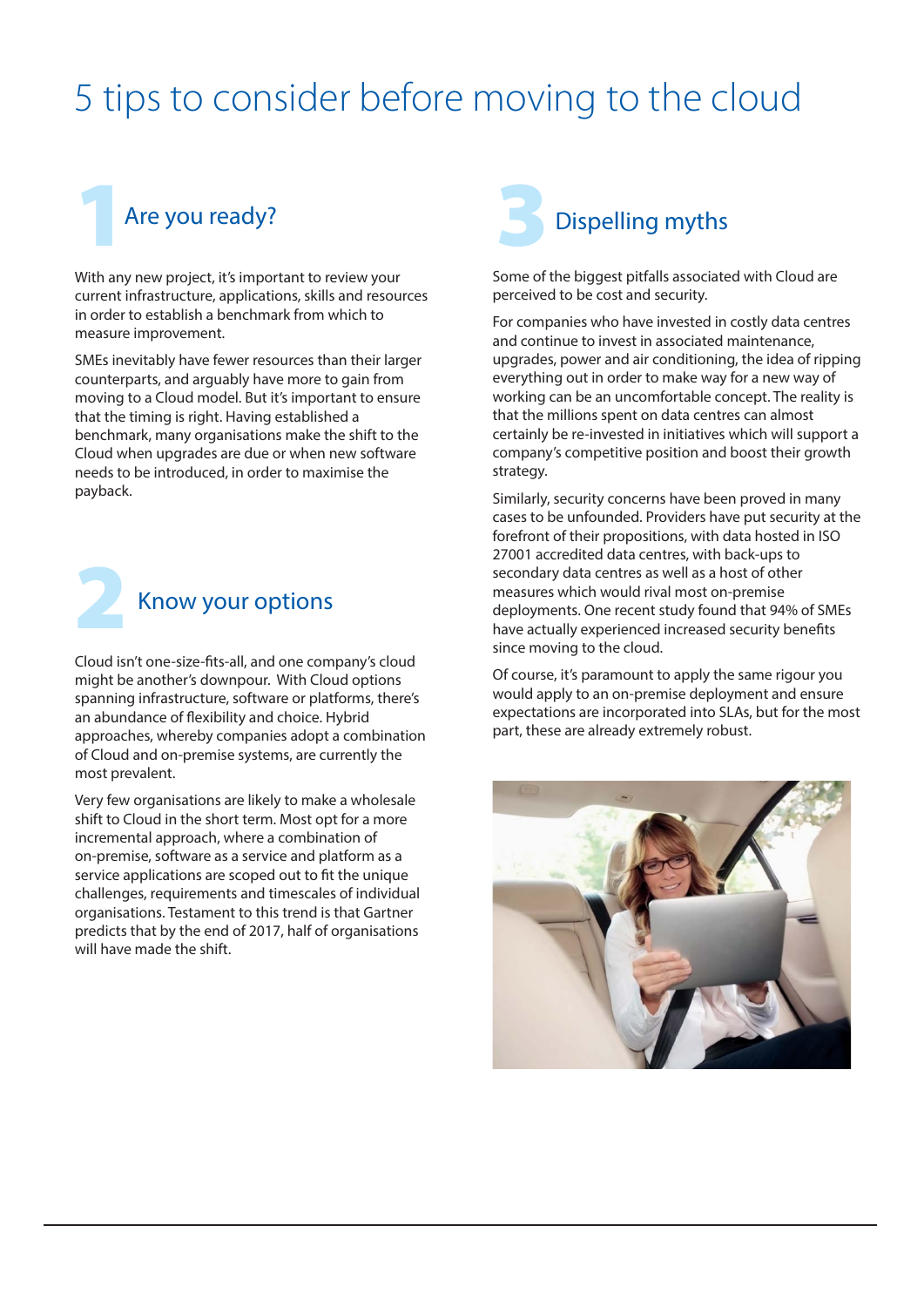# 5 tips to consider before moving to the cloud

## 1 Are you ready?

With any new project, it's important to review your current infrastructure, applications, skills and resources in order to establish a benchmark from which to measure improvement.

SMEs inevitably have fewer resources than their larger counterparts, and arguably have more to gain from moving to a Cloud model. But it's important to ensure that the timing is right. Having established a benchmark, many organisations make the shift to the Cloud when upgrades are due or when new software needs to be introduced, in order to maximise the payback.

## 2 Know your options

Cloud isn't one-size-fits-all, and one company's cloud might be another's downpour. With Cloud options spanning infrastructure, software or platforms, there's an abundance of flexibility and choice. Hybrid approaches, whereby companies adopt a combination of Cloud and on-premise systems, are currently the most prevalent.

Very few organisations are likely to make a wholesale shift to Cloud in the short term. Most opt for a more incremental approach, where a combination of on-premise, software as a service and platform as a service applications are scoped out to fit the unique challenges, requirements and timescales of individual organisations. Testament to this trend is that Gartner predicts that by the end of 2017, half of organisations will have made the shift.

## 3 Dispelling myths

Some of the biggest pitfalls associated with Cloud are perceived to be cost and security.

For companies who have invested in costly data centres and continue to invest in associated maintenance, upgrades, power and air conditioning, the idea of ripping everything out in order to make way for a new way of working can be an uncomfortable concept. The reality is that the millions spent on data centres can almost certainly be re-invested in initiatives which will support a company's competitive position and boost their growth strategy.

Similarly, security concerns have been proved in many cases to be unfounded. Providers have put security at the forefront of their propositions, with data hosted in ISO 27001 accredited data centres, with back-ups to secondary data centres as well as a host of other measures which would rival most on-premise deployments. One recent study found that 94% of SMEs have actually experienced increased security benefits since moving to the cloud.

Of course, it's paramount to apply the same rigour you would apply to an on-premise deployment and ensure expectations are incorporated into SLAs, but for the most part, these are already extremely robust.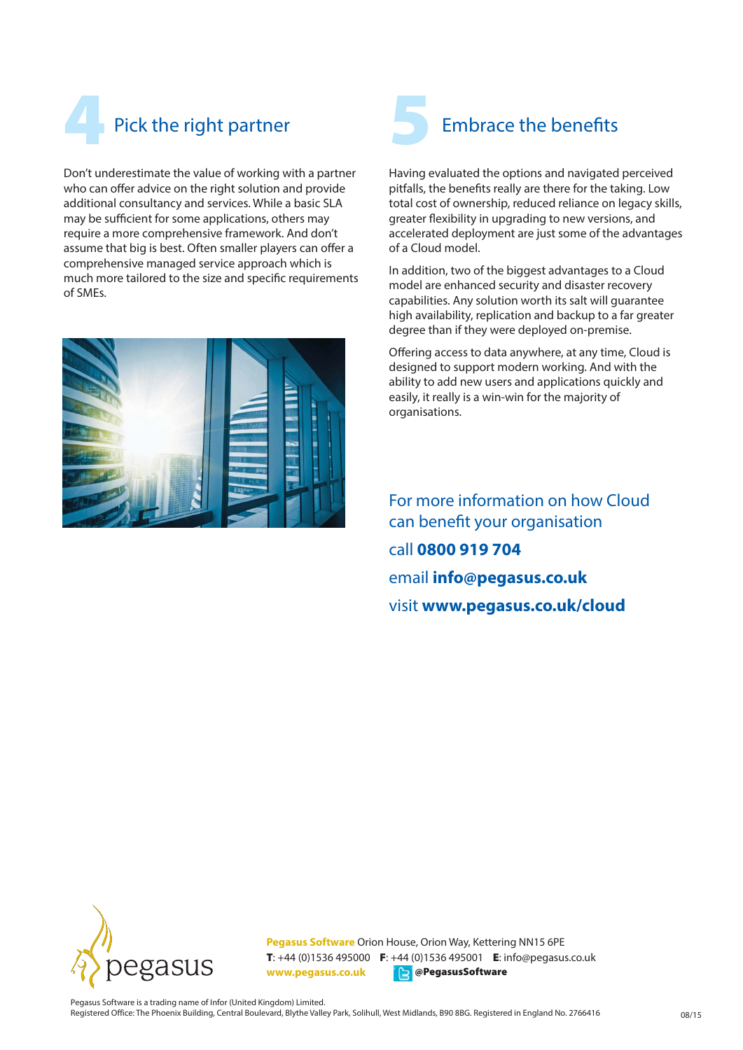## 4 Pick the right partner

Don't underestimate the value of working with a partner who can offer advice on the right solution and provide additional consultancy and services. While a basic SLA may be sufficient for some applications, others may require a more comprehensive framework. And don't assume that big is best. Often smaller players can offer a comprehensive managed service approach which is much more tailored to the size and specific requirements of SMEs.

## 5 Embrace the benefits

Having evaluated the options and navigated perceived pitfalls, the benefits really are there for the taking. Low total cost of ownership, reduced reliance on legacy skills, greater flexibility in upgrading to new versions, and accelerated deployment are just some of the advantages of a Cloud model.

In addition, two of the biggest advantages to a Cloud model are enhanced security and disaster recovery capabilities. Any solution worth its salt will guarantee high availability, replication and backup to a far greater degree than if they were deployed on-premise.

Offering access to data anywhere, at any time, Cloud is designed to support modern working. And with the ability to add new users and applications quickly and easily, it really is a win-win for the majority of organisations.

For more information on how Cloud can benefit your organisation

call **0800 919 704**

email **info@pegasus.co.uk**

visit **www.pegasus.co.uk/cloud**

pegasus

**Pegasus Software** Orion House, Orion Way, Kettering NN15 6PE
**T**: +44 (0)1536 495000 **F**: +44 (0)1536 495001 **E**: info@pegasus.co.uk
**www.pegasus.co.uk** **@PegasusSoftware**

Pegasus Software is a trading name of Infor (United Kingdom) Limited.
Registered Office: The Phoenix Building, Central Boulevard, Blythe Valley Park, Solihull, West Midlands, B90 8BG. Registered in England No. 2766416

08/15